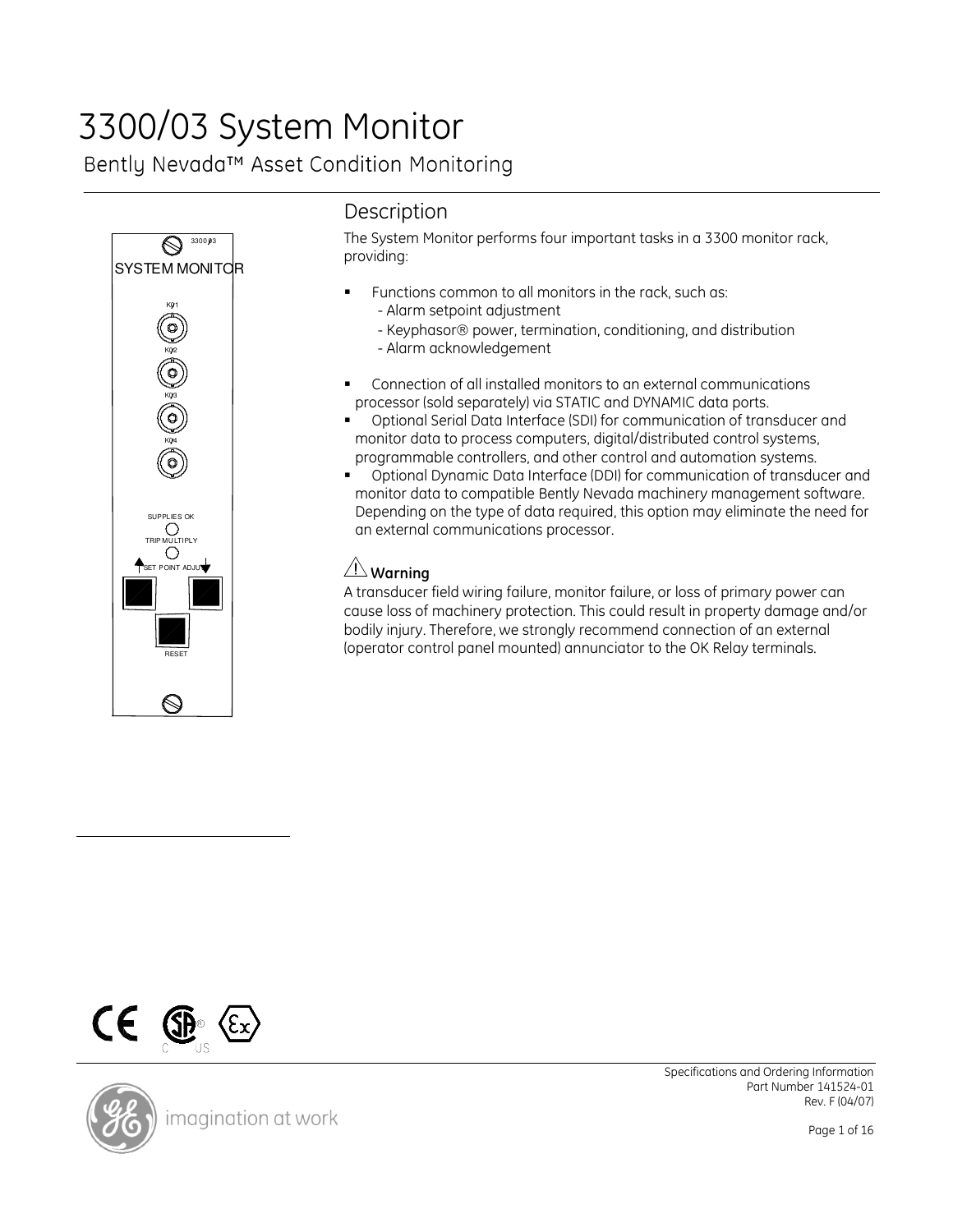# 3300/03 System Monitor

Bently Nevada™ Asset Condition Monitoring

## Description

The System Monitor performs four important tasks in a 3300 monitor rack, providing:

- Functions common to all monitors in the rack, such as:
  - Alarm setpoint adjustment
  - Keyphasor® power, termination, conditioning, and distribution
  - Alarm acknowledgement
- Connection of all installed monitors to an external communications processor (sold separately) via STATIC and DYNAMIC data ports.
- Optional Serial Data Interface (SDI) for communication of transducer and monitor data to process computers, digital/distributed control systems, programmable controllers, and other control and automation systems.
- Optional Dynamic Data Interface (DDI) for communication of transducer and monitor data to compatible Bently Nevada machinery management software. Depending on the type of data required, this option may eliminate the need for an external communications processor.

**Warning**

A transducer field wiring failure, monitor failure, or loss of primary power can cause loss of machinery protection. This could result in property damage and/or bodily injury. Therefore, we strongly recommend connection of an external (operator control panel mounted) annunciator to the OK Relay terminals.

Specifications and Ordering Information
Part Number 141524-01
Rev. F (04/07)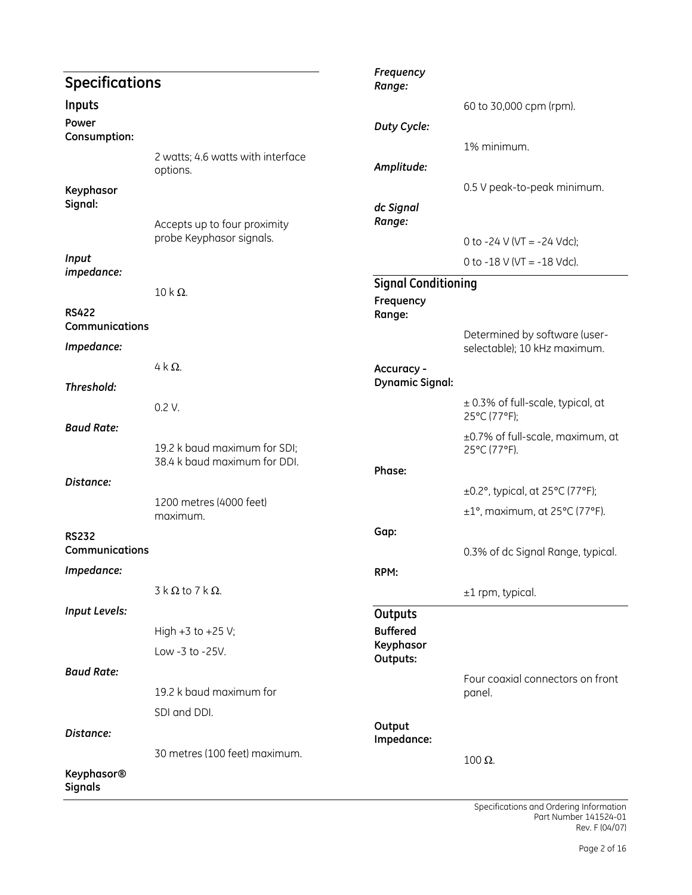## Specifications

### Inputs

**Power Consumption:**

2 watts; 4.6 watts with interface options.

**Keyphasor Signal:**

Accepts up to four proximity probe Keyphasor signals.

***Input impedance:***

10 k Ω.

**RS422 Communications**

***Impedance:***

4 k Ω.

***Threshold:***

0.2 V.

***Baud Rate:***

19.2 k baud maximum for SDI;
38.4 k baud maximum for DDI.

***Distance:***

1200 metres (4000 feet) maximum.

**RS232 Communications**

***Impedance:***

3 k Ω to 7 k Ω.

***Input Levels:***

High +3 to +25 V;

Low -3 to -25V.

***Baud Rate:***

19.2 k baud maximum for

SDI and DDI.

***Distance:***

30 metres (100 feet) maximum.

**Keyphasor® Signals**

***Frequency Range:***

60 to 30,000 cpm (rpm).

***Duty Cycle:***

1% minimum.

***Amplitude:***

0.5 V peak-to-peak minimum.

***dc Signal Range:***

0 to -24 V (VT = -24 Vdc);

0 to -18 V (VT = -18 Vdc).

### Signal Conditioning

**Frequency Range:**

Determined by software (user-selectable); 10 kHz maximum.

**Accuracy - Dynamic Signal:**

± 0.3% of full-scale, typical, at 25°C (77°F);

±0.7% of full-scale, maximum, at 25°C (77°F).

**Phase:**

±0.2°, typical, at 25°C (77°F);

±1°, maximum, at 25°C (77°F).

**Gap:**

0.3% of dc Signal Range, typical.

**RPM:**

±1 rpm, typical.

### Outputs

**Buffered Keyphasor Outputs:**

Four coaxial connectors on front panel.

**Output Impedance:**

100 Ω.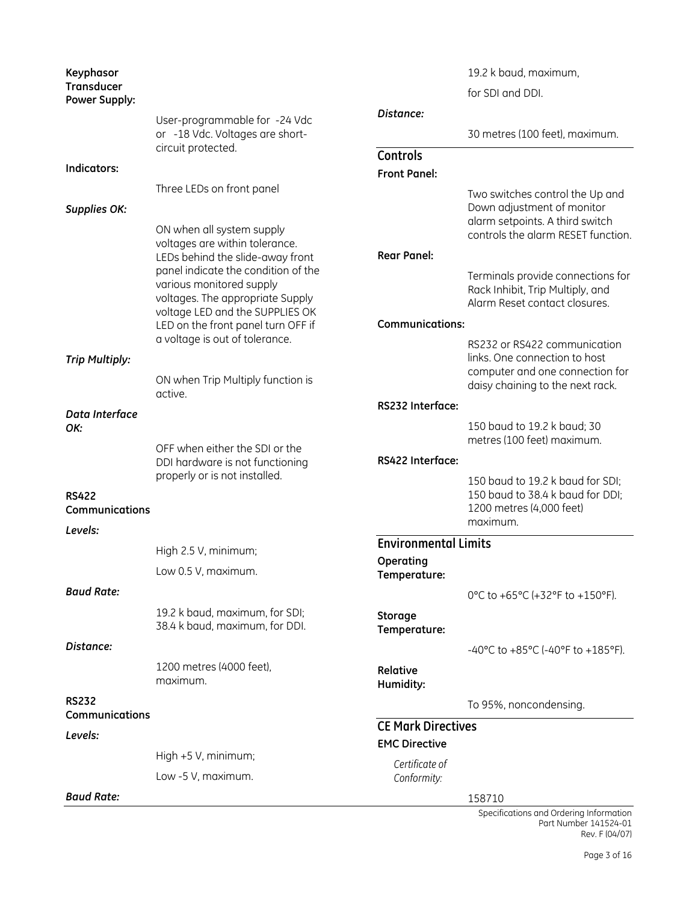**Keyphasor Transducer Power Supply:**

User-programmable for -24 Vdc or -18 Vdc. Voltages are short-circuit protected.

**Indicators:**

Three LEDs on front panel

***Supplies OK:***

ON when all system supply voltages are within tolerance. LEDs behind the slide-away front panel indicate the condition of the various monitored supply voltages. The appropriate Supply voltage LED and the SUPPLIES OK LED on the front panel turn OFF if a voltage is out of tolerance.

***Trip Multiply:***

ON when Trip Multiply function is active.

***Data Interface OK:***

OFF when either the SDI or the DDI hardware is not functioning properly or is not installed.

**RS422 Communications**

***Levels:***

High 2.5 V, minimum;

Low 0.5 V, maximum.

***Baud Rate:***

19.2 k baud, maximum, for SDI; 38.4 k baud, maximum, for DDI.

***Distance:***

1200 metres (4000 feet), maximum.

**RS232 Communications**

***Levels:***

High +5 V, minimum;

Low -5 V, maximum.

***Baud Rate:***

19.2 k baud, maximum, for SDI and DDI.

***Distance:***

30 metres (100 feet), maximum.

## Controls

**Front Panel:**

Two switches control the Up and Down adjustment of monitor alarm setpoints. A third switch controls the alarm RESET function.

**Rear Panel:**

Terminals provide connections for Rack Inhibit, Trip Multiply, and Alarm Reset contact closures.

**Communications:**

RS232 or RS422 communication links. One connection to host computer and one connection for daisy chaining to the next rack.

**RS232 Interface:**

150 baud to 19.2 k baud; 30 metres (100 feet) maximum.

**RS422 Interface:**

150 baud to 19.2 k baud for SDI; 150 baud to 38.4 k baud for DDI; 1200 metres (4,000 feet) maximum.

## Environmental Limits

**Operating Temperature:**

0°C to +65°C (+32°F to +150°F).

**Storage Temperature:**

-40°C to +85°C (-40°F to +185°F).

**Relative Humidity:**

To 95%, noncondensing.

## CE Mark Directives

**EMC Directive**

*Certificate of Conformity:*

158710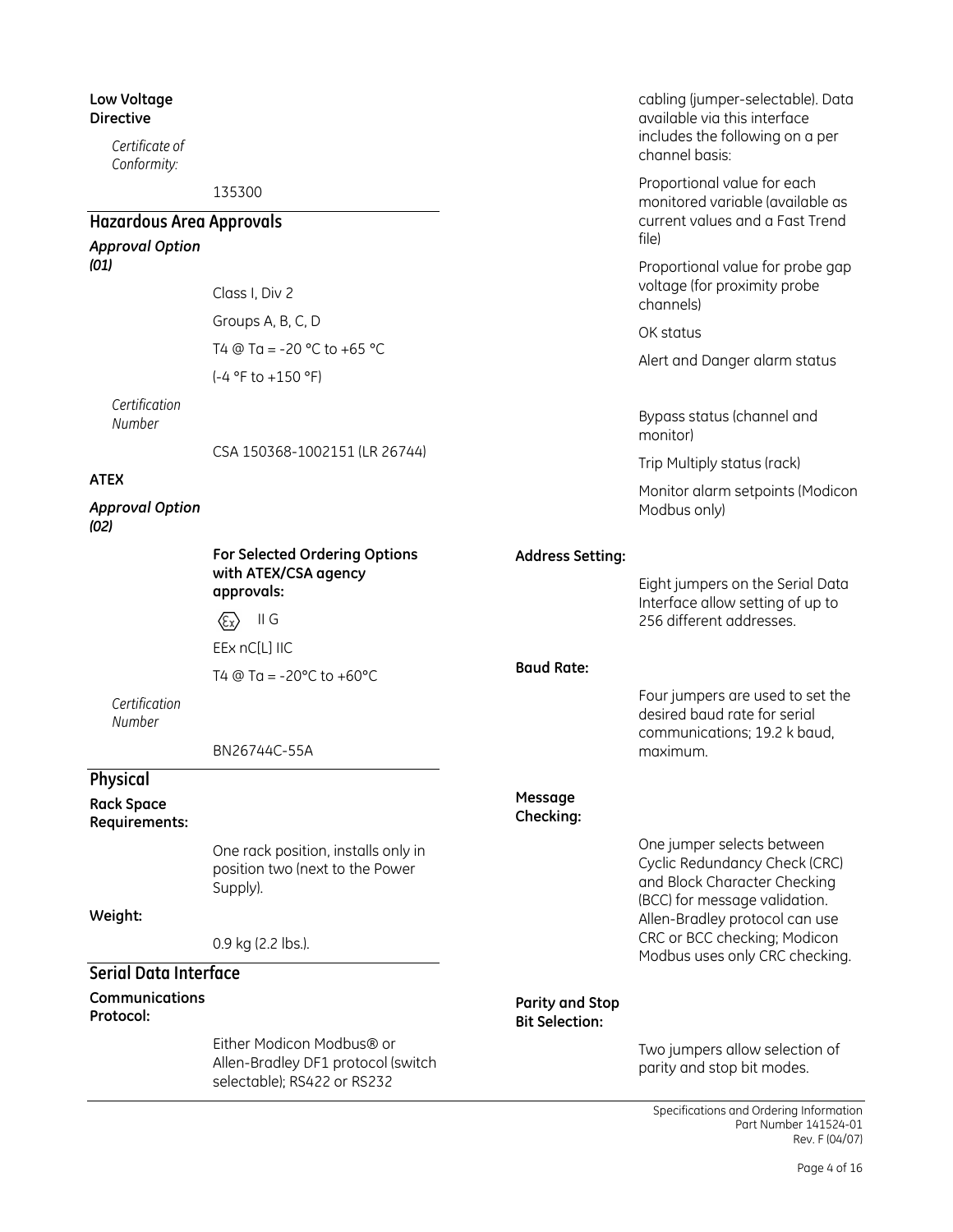**Low Voltage Directive**

*Certificate of Conformity:*

135300

## Hazardous Area Approvals

***Approval Option (01)***

Class I, Div 2

Groups A, B, C, D

T4 @ Ta = -20 °C to +65 °C

(-4 °F to +150 °F)

*Certification Number*

CSA 150368-1002151 (LR 26744)

**ATEX**

***Approval Option (02)***

**For Selected Ordering Options with ATEX/CSA agency approvals:**

⟨Ex⟩ II G

EEx nC[L] IIC

T4 @ Ta = -20°C to +60°C

*Certification Number*

BN26744C-55A

## Physical

**Rack Space Requirements:**

One rack position, installs only in position two (next to the Power Supply).

**Weight:**

0.9 kg (2.2 lbs.).

## Serial Data Interface

**Communications Protocol:**

Either Modicon Modbus® or Allen-Bradley DF1 protocol (switch selectable); RS422 or RS232 cabling (jumper-selectable). Data available via this interface includes the following on a per channel basis:

Proportional value for each monitored variable (available as current values and a Fast Trend file)

Proportional value for probe gap voltage (for proximity probe channels)

OK status

Alert and Danger alarm status

Bypass status (channel and monitor)

Trip Multiply status (rack)

Monitor alarm setpoints (Modicon Modbus only)

**Address Setting:**

Eight jumpers on the Serial Data Interface allow setting of up to 256 different addresses.

**Baud Rate:**

Four jumpers are used to set the desired baud rate for serial communications; 19.2 k baud, maximum.

**Message Checking:**

One jumper selects between Cyclic Redundancy Check (CRC) and Block Character Checking (BCC) for message validation. Allen-Bradley protocol can use CRC or BCC checking; Modicon Modbus uses only CRC checking.

**Parity and Stop Bit Selection:**

Two jumpers allow selection of parity and stop bit modes.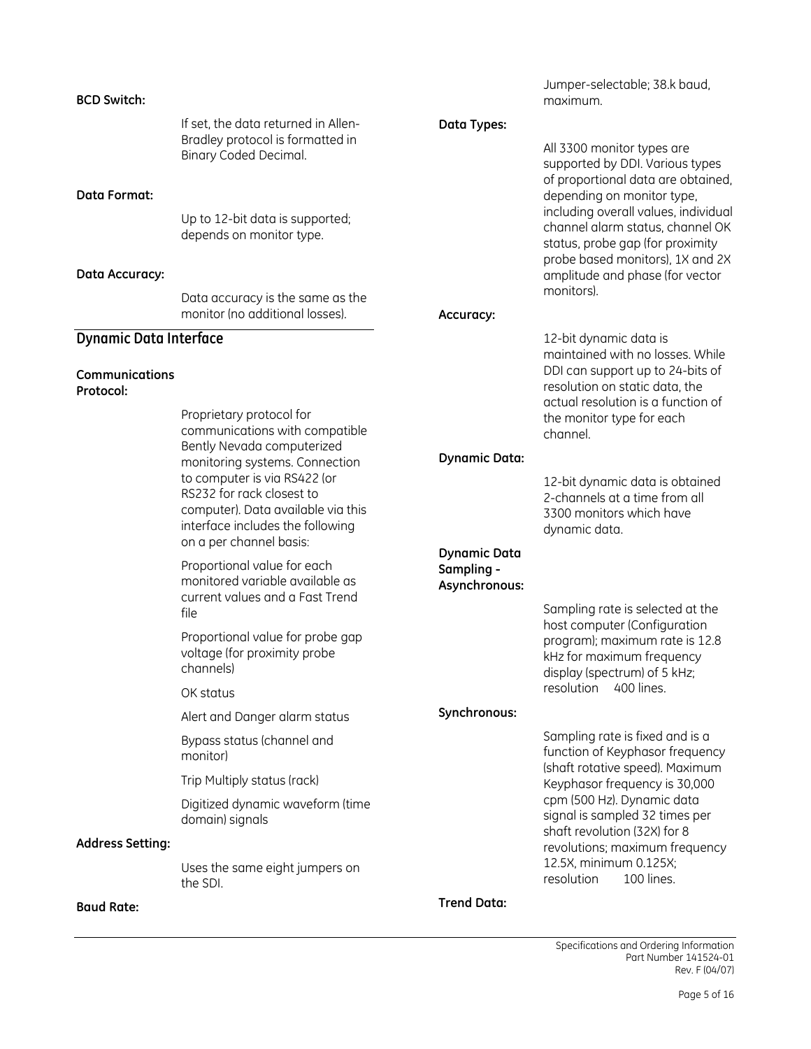**BCD Switch:**

If set, the data returned in Allen-Bradley protocol is formatted in Binary Coded Decimal.

**Data Format:**

Up to 12-bit data is supported; depends on monitor type.

**Data Accuracy:**

Data accuracy is the same as the monitor (no additional losses).

## *Dynamic Data Interface*

**Communications Protocol:**

Proprietary protocol for communications with compatible Bently Nevada computerized monitoring systems. Connection to computer is via RS422 (or RS232 for rack closest to computer). Data available via this interface includes the following on a per channel basis:

Proportional value for each monitored variable available as current values and a Fast Trend file

Proportional value for probe gap voltage (for proximity probe channels)

OK status

Alert and Danger alarm status

Bypass status (channel and monitor)

Trip Multiply status (rack)

Digitized dynamic waveform (time domain) signals

**Address Setting:**

Uses the same eight jumpers on the SDI.

**Baud Rate:**

Jumper-selectable; 38.k baud, maximum.

**Data Types:**

All 3300 monitor types are supported by DDI. Various types of proportional data are obtained, depending on monitor type, including overall values, individual channel alarm status, channel OK status, probe gap (for proximity probe based monitors), 1X and 2X amplitude and phase (for vector monitors).

**Accuracy:**

12-bit dynamic data is maintained with no losses. While DDI can support up to 24-bits of resolution on static data, the actual resolution is a function of the monitor type for each channel.

**Dynamic Data:**

12-bit dynamic data is obtained 2-channels at a time from all 3300 monitors which have dynamic data.

**Dynamic Data Sampling - Asynchronous:**

Sampling rate is selected at the host computer (Configuration program); maximum rate is 12.8 kHz for maximum frequency display (spectrum) of 5 kHz; resolution 400 lines.

**Synchronous:**

Sampling rate is fixed and is a function of Keyphasor frequency (shaft rotative speed). Maximum Keyphasor frequency is 30,000 cpm (500 Hz). Dynamic data signal is sampled 32 times per shaft revolution (32X) for 8 revolutions; maximum frequency 12.5X, minimum 0.125X; resolution 100 lines.

**Trend Data:**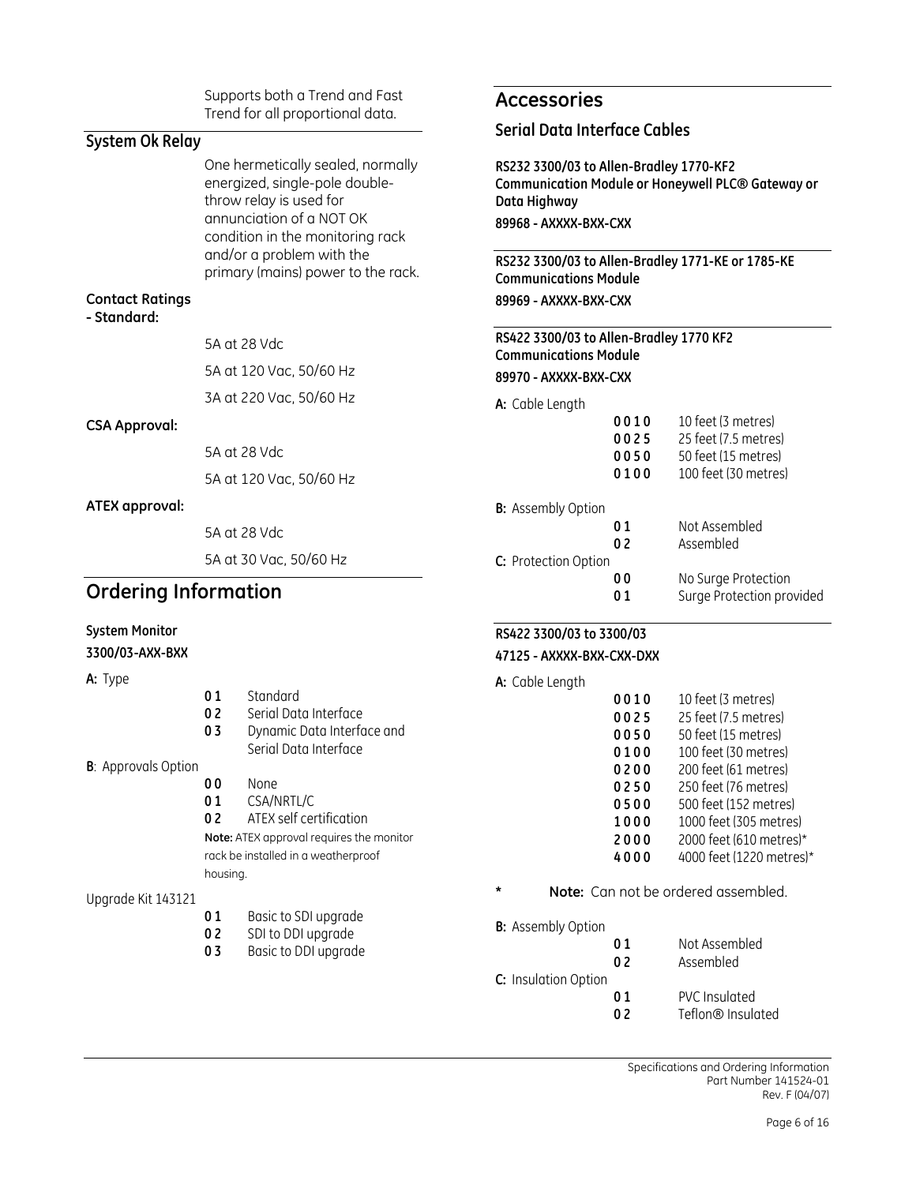Supports both a Trend and Fast Trend for all proportional data.

## System Ok Relay

One hermetically sealed, normally energized, single-pole double-throw relay is used for annunciation of a NOT OK condition in the monitoring rack and/or a problem with the primary (mains) power to the rack.

**Contact Ratings - Standard:**

5A at 28 Vdc

5A at 120 Vac, 50/60 Hz

3A at 220 Vac, 50/60 Hz

**CSA Approval:**

5A at 28 Vdc

5A at 120 Vac, 50/60 Hz

**ATEX approval:**

5A at 28 Vdc

5A at 30 Vac, 50/60 Hz

# Ordering Information

**System Monitor**

**3300/03-AXX-BXX**

**A:** Type

| | |
|---|---|
| **01** | Standard |
| **02** | Serial Data Interface |
| **03** | Dynamic Data Interface and Serial Data Interface |

**B**: Approvals Option

| | |
|---|---|
| **00** | None |
| **01** | CSA/NRTL/C |
| **02** | ATEX self certification |

**Note:** ATEX approval requires the monitor rack be installed in a weatherproof housing.

Upgrade Kit 143121

| | |
|---|---|
| **01** | Basic to SDI upgrade |
| **02** | SDI to DDI upgrade |
| **03** | Basic to DDI upgrade |

# Accessories

## Serial Data Interface Cables

**RS232 3300/03 to Allen-Bradley 1770-KF2 Communication Module or Honeywell PLC® Gateway or Data Highway**

**89968 - AXXXX-BXX-CXX**

**RS232 3300/03 to Allen-Bradley 1771-KE or 1785-KE Communications Module**

**89969 - AXXXX-BXX-CXX**

**RS422 3300/03 to Allen-Bradley 1770 KF2 Communications Module**

**89970 - AXXXX-BXX-CXX**

**A:** Cable Length

| | |
|---|---|
| **0010** | 10 feet (3 metres) |
| **0025** | 25 feet (7.5 metres) |
| **0050** | 50 feet (15 metres) |
| **0100** | 100 feet (30 metres) |

**B:** Assembly Option

| | |
|---|---|
| **01** | Not Assembled |
| **02** | Assembled |

**C:** Protection Option

| | |
|---|---|
| **00** | No Surge Protection |
| **01** | Surge Protection provided |

**RS422 3300/03 to 3300/03**

**47125 - AXXXX-BXX-CXX-DXX**

**A:** Cable Length

| | |
|---|---|
| **0010** | 10 feet (3 metres) |
| **0025** | 25 feet (7.5 metres) |
| **0050** | 50 feet (15 metres) |
| **0100** | 100 feet (30 metres) |
| **0200** | 200 feet (61 metres) |
| **0250** | 250 feet (76 metres) |
| **0500** | 500 feet (152 metres) |
| **1000** | 1000 feet (305 metres) |
| **2000** | 2000 feet (610 metres)* |
| **4000** | 4000 feet (1220 metres)* |

\* **Note:** Can not be ordered assembled.

**B:** Assembly Option

| | |
|---|---|
| **01** | Not Assembled |
| **02** | Assembled |

**C:** Insulation Option

| | |
|---|---|
| **01** | PVC Insulated |
| **02** | Teflon® Insulated |

Specifications and Ordering Information
Part Number 141524-01
Rev. F (04/07)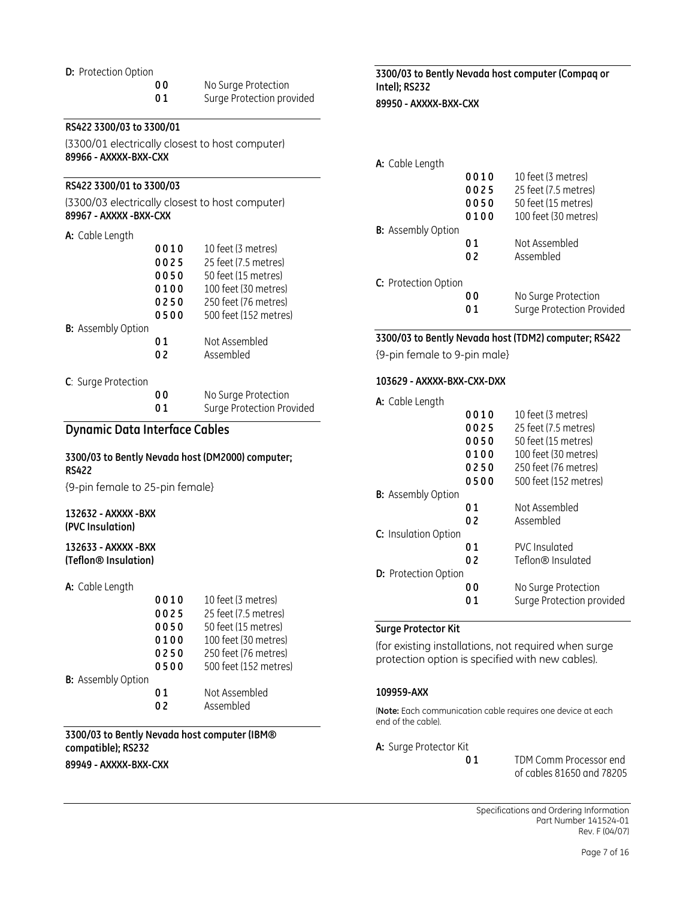**D:** Protection Option

| | | |
|---|---|---|
| | **0 0** | No Surge Protection |
| | **0 1** | Surge Protection provided |

**RS422 3300/03 to 3300/01**

(3300/01 electrically closest to host computer)

**89966 - AXXXX-BXX-CXX**

**RS422 3300/01 to 3300/03**

(3300/03 electrically closest to host computer)

**89967 - AXXXX -BXX-CXX**

| | | |
|---|---|---|
| **A:** Cable Length | | |
| | **0 0 1 0** | 10 feet (3 metres) |
| | **0 0 2 5** | 25 feet (7.5 metres) |
| | **0 0 5 0** | 50 feet (15 metres) |
| | **0 1 0 0** | 100 feet (30 metres) |
| | **0 2 5 0** | 250 feet (76 metres) |
| | **0 5 0 0** | 500 feet (152 metres) |
| **B:** Assembly Option | | |
| | **0 1** | Not Assembled |
| | **0 2** | Assembled |
| **C**: Surge Protection | | |
| | **0 0** | No Surge Protection |
| | **0 1** | Surge Protection Provided |

## Dynamic Data Interface Cables

**3300/03 to Bently Nevada host (DM2000) computer; RS422**

{9-pin female to 25-pin female}

**132632 - AXXXX -BXX**
**(PVC Insulation)**

**132633 - AXXXX -BXX**
**(Teflon® Insulation)**

| | | |
|---|---|---|
| **A:** Cable Length | | |
| | **0 0 1 0** | 10 feet (3 metres) |
| | **0 0 2 5** | 25 feet (7.5 metres) |
| | **0 0 5 0** | 50 feet (15 metres) |
| | **0 1 0 0** | 100 feet (30 metres) |
| | **0 2 5 0** | 250 feet (76 metres) |
| | **0 5 0 0** | 500 feet (152 metres) |
| **B:** Assembly Option | | |
| | **0 1** | Not Assembled |
| | **0 2** | Assembled |

**3300/03 to Bently Nevada host computer (IBM® compatible); RS232**

**89949 - AXXXX-BXX-CXX**

**3300/03 to Bently Nevada host computer (Compaq or Intel); RS232**

**89950 - AXXXX-BXX-CXX**

| | | |
|---|---|---|
| **A:** Cable Length | | |
| | **0 0 1 0** | 10 feet (3 metres) |
| | **0 0 2 5** | 25 feet (7.5 metres) |
| | **0 0 5 0** | 50 feet (15 metres) |
| | **0 1 0 0** | 100 feet (30 metres) |
| **B:** Assembly Option | | |
| | **0 1** | Not Assembled |
| | **0 2** | Assembled |
| **C:** Protection Option | | |
| | **0 0** | No Surge Protection |
| | **0 1** | Surge Protection Provided |

**3300/03 to Bently Nevada host (TDM2) computer; RS422**

{9-pin female to 9-pin male}

**103629 - AXXXX-BXX-CXX-DXX**

| | | |
|---|---|---|
| **A:** Cable Length | | |
| | **0 0 1 0** | 10 feet (3 metres) |
| | **0 0 2 5** | 25 feet (7.5 metres) |
| | **0 0 5 0** | 50 feet (15 metres) |
| | **0 1 0 0** | 100 feet (30 metres) |
| | **0 2 5 0** | 250 feet (76 metres) |
| | **0 5 0 0** | 500 feet (152 metres) |
| **B:** Assembly Option | | |
| | **0 1** | Not Assembled |
| | **0 2** | Assembled |
| **C:** Insulation Option | | |
| | **0 1** | PVC Insulated |
| | **0 2** | Teflon® Insulated |
| **D:** Protection Option | | |
| | **0 0** | No Surge Protection |
| | **0 1** | Surge Protection provided |

**Surge Protector Kit**

(for existing installations, not required when surge protection option is specified with new cables).

**109959-AXX**

(**Note:** Each communication cable requires one device at each end of the cable).

| | | |
|---|---|---|
| **A:** Surge Protector Kit | | |
| | **0 1** | TDM Comm Processor end of cables 81650 and 78205 |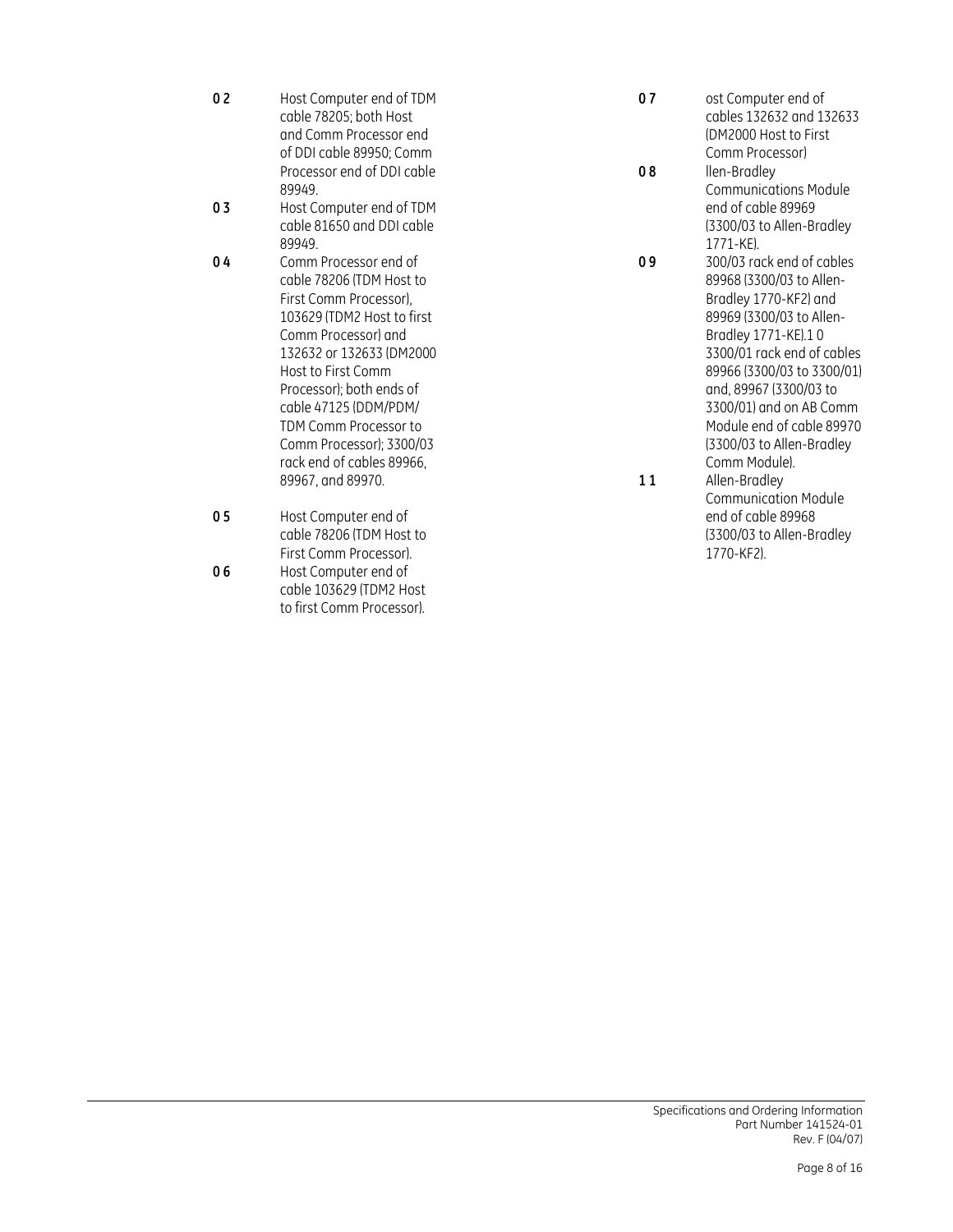**0 2** Host Computer end of TDM cable 78205; both Host and Comm Processor end of DDI cable 89950; Comm Processor end of DDI cable 89949.

**0 3** Host Computer end of TDM cable 81650 and DDI cable 89949.

**0 4** Comm Processor end of cable 78206 (TDM Host to First Comm Processor), 103629 (TDM2 Host to first Comm Processor) and 132632 or 132633 (DM2000 Host to First Comm Processor); both ends of cable 47125 (DDM/PDM/ TDM Comm Processor to Comm Processor); 3300/03 rack end of cables 89966, 89967, and 89970.

**0 5** Host Computer end of cable 78206 (TDM Host to First Comm Processor).

**0 6** Host Computer end of cable 103629 (TDM2 Host to first Comm Processor).

**0 7** ost Computer end of cables 132632 and 132633 (DM2000 Host to First Comm Processor)

**0 8** llen-Bradley Communications Module end of cable 89969 (3300/03 to Allen-Bradley 1771-KE).

**0 9** 300/03 rack end of cables 89968 (3300/03 to Allen-Bradley 1770-KF2) and 89969 (3300/03 to Allen-Bradley 1771-KE).1 0 3300/01 rack end of cables 89966 (3300/03 to 3300/01) and, 89967 (3300/03 to 3300/01) and on AB Comm Module end of cable 89970 (3300/03 to Allen-Bradley Comm Module).

**1 1** Allen-Bradley Communication Module end of cable 89968 (3300/03 to Allen-Bradley 1770-KF2).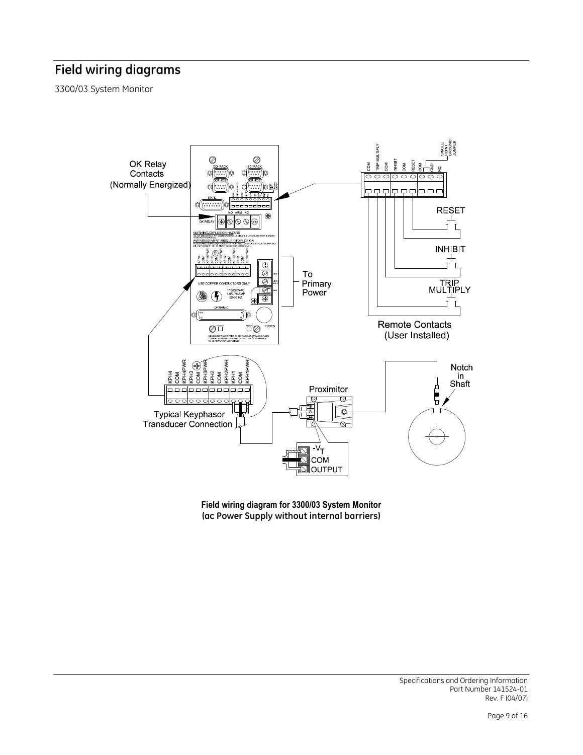# Field wiring diagrams

3300/03 System Monitor

**Field wiring diagram for 3300/03 System Monitor**
**(ac Power Supply without internal barriers)**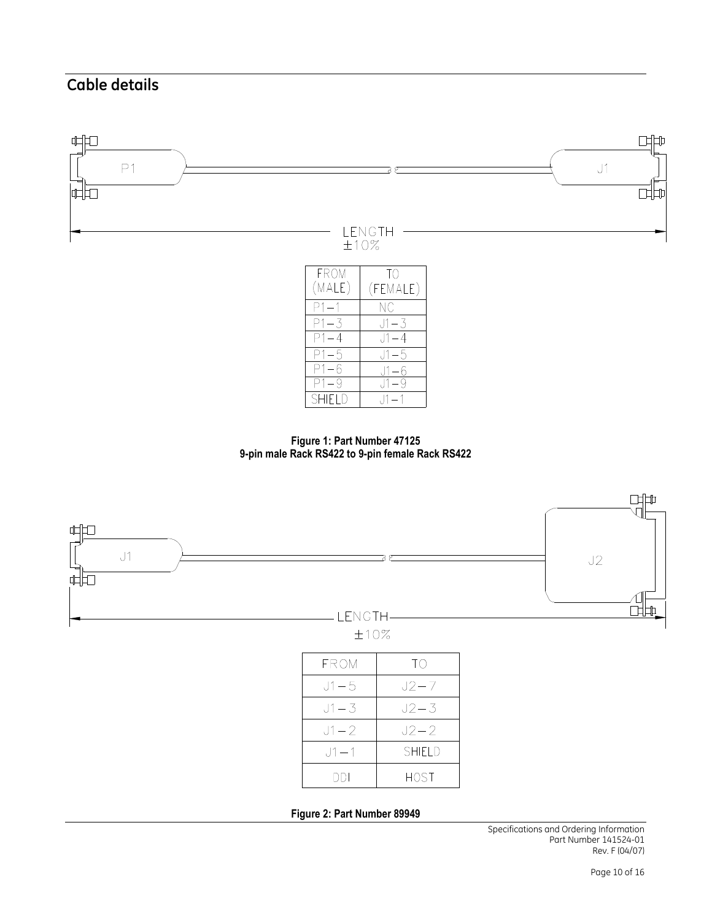## Cable details

P1

J1

LENGTH
±10%

| FROM (MALE) | TO (FEMALE) |
|---|---|
| P1–1 | NC |
| P1–3 | J1–3 |
| P1–4 | J1–4 |
| P1–5 | J1–5 |
| P1–6 | J1–6 |
| P1–9 | J1–9 |
| SHIELD | J1–1 |

**Figure 1: Part Number 47125**
**9-pin male Rack RS422 to 9-pin female Rack RS422**

J1

J2

LENGTH
±10%

| FROM | TO |
|---|---|
| J1–5 | J2–7 |
| J1–3 | J2–3 |
| J1–2 | J2–2 |
| J1–1 | SHIELD |
| DDI | HOST |

**Figure 2: Part Number 89949**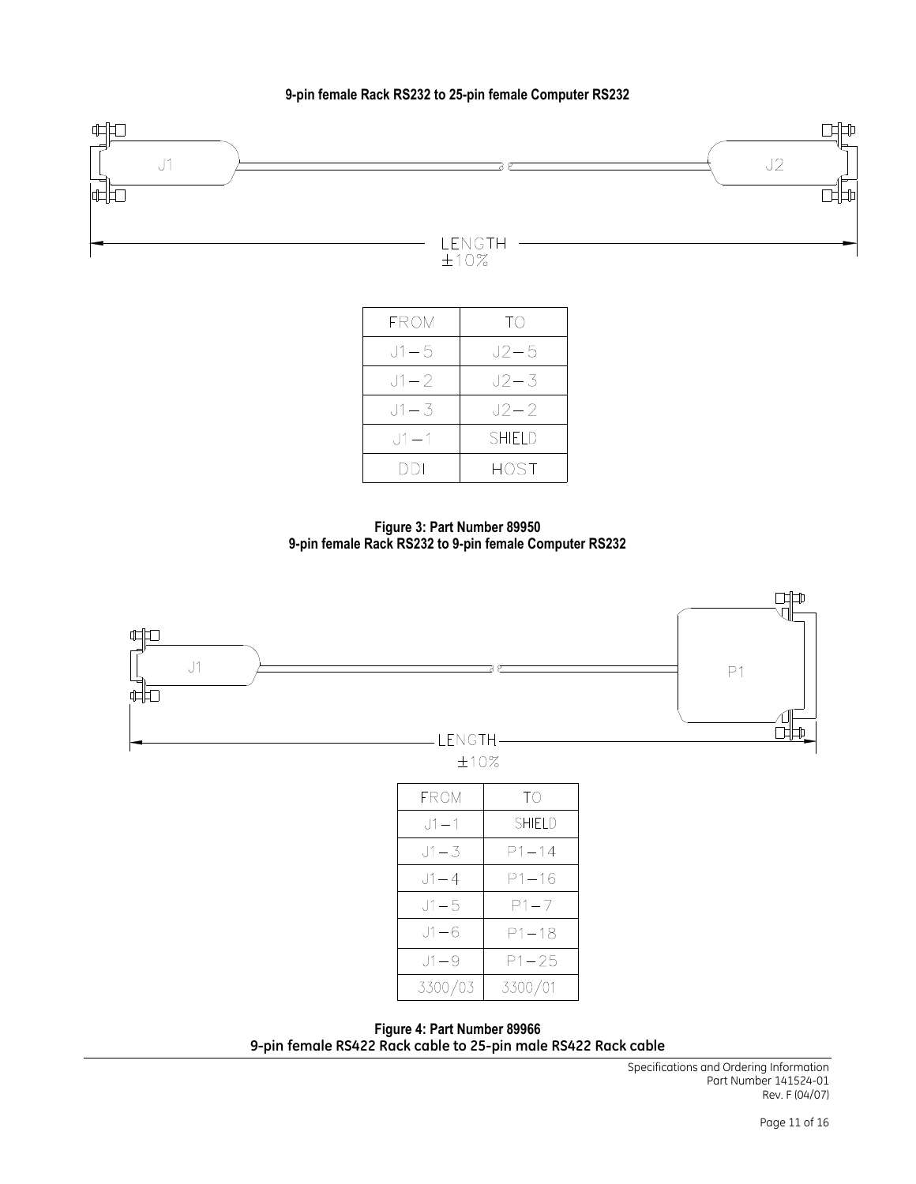**9-pin female Rack RS232 to 25-pin female Computer RS232**

J1

J2

LENGTH
±10%

| FROM | TO |
|---|---|
| J1−5 | J2−5 |
| J1−2 | J2−3 |
| J1−3 | J2−2 |
| J1−1 | SHIELD |
| DDI | HOST |

**Figure 3: Part Number 89950**
**9-pin female Rack RS232 to 9-pin female Computer RS232**

J1

P1

LENGTH
±10%

| FROM | TO |
|---|---|
| J1−1 | SHIELD |
| J1−3 | P1−14 |
| J1−4 | P1−16 |
| J1−5 | P1−7 |
| J1−6 | P1−18 |
| J1−9 | P1−25 |
| 3300/03 | 3300/01 |

**Figure 4: Part Number 89966**
**9-pin female RS422 Rack cable to 25-pin male RS422 Rack cable**

Specifications and Ordering Information
Part Number 141524-01
Rev. F (04/07)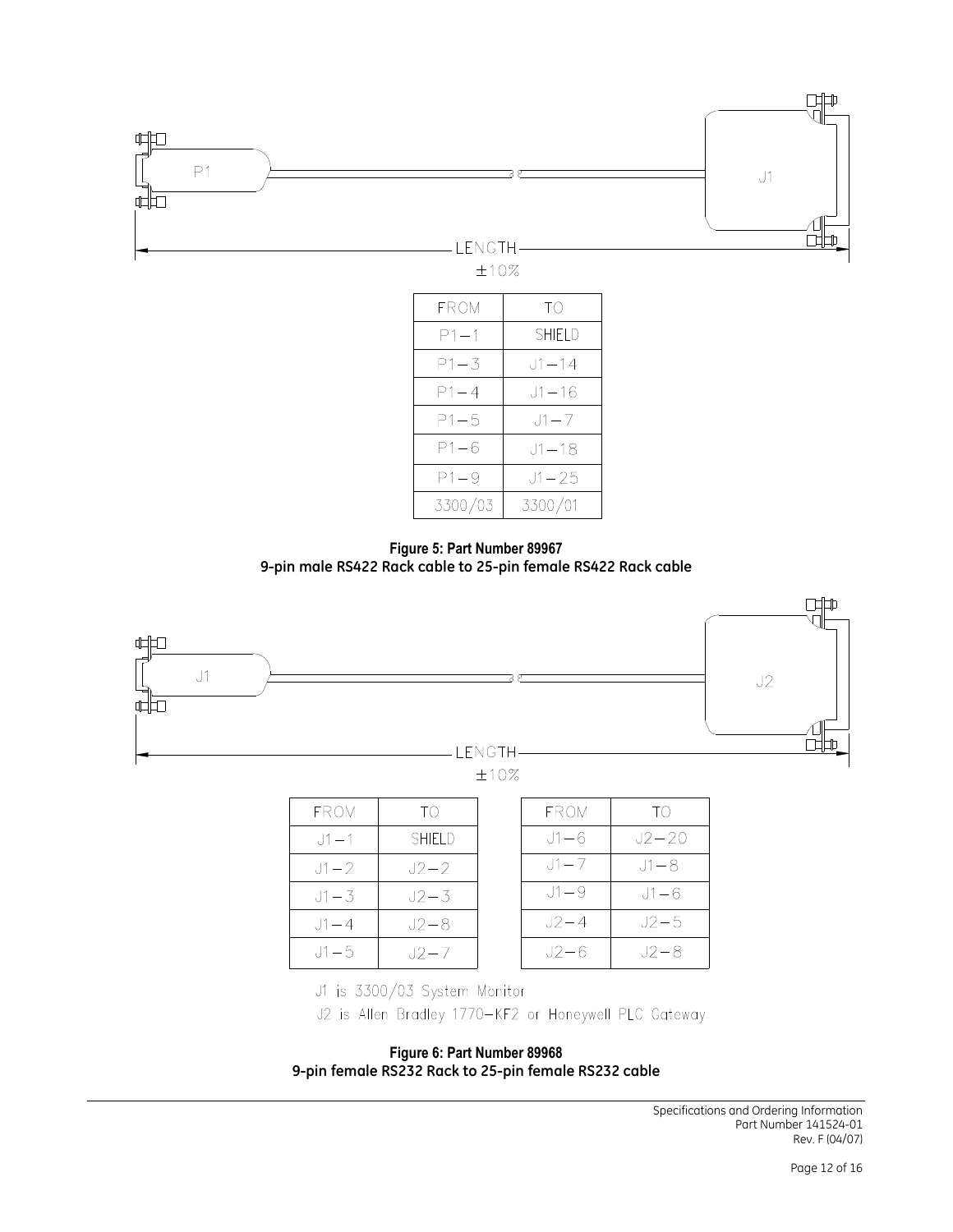P1

J1

LENGTH ±10%

| FROM | TO |
|---|---|
| P1-1 | SHIELD |
| P1-3 | J1-14 |
| P1-4 | J1-16 |
| P1-5 | J1-7 |
| P1-6 | J1-18 |
| P1-9 | J1-25 |
| 3300/03 | 3300/01 |

**Figure 5: Part Number 89967**
**9-pin male RS422 Rack cable to 25-pin female RS422 Rack cable**

J1

J2

LENGTH ±10%

| FROM | TO |
|---|---|
| J1-1 | SHIELD |
| J1-2 | J2-2 |
| J1-3 | J2-3 |
| J1-4 | J2-8 |
| J1-5 | J2-7 |

| FROM | TO |
|---|---|
| J1-6 | J2-20 |
| J1-7 | J1-8 |
| J1-9 | J1-6 |
| J2-4 | J2-5 |
| J2-6 | J2-8 |

J1 is 3300/03 System Monitor
J2 is Allen Bradley 1770-KF2 or Honeywell PLC Gateway

**Figure 6: Part Number 89968**
**9-pin female RS232 Rack to 25-pin female RS232 cable**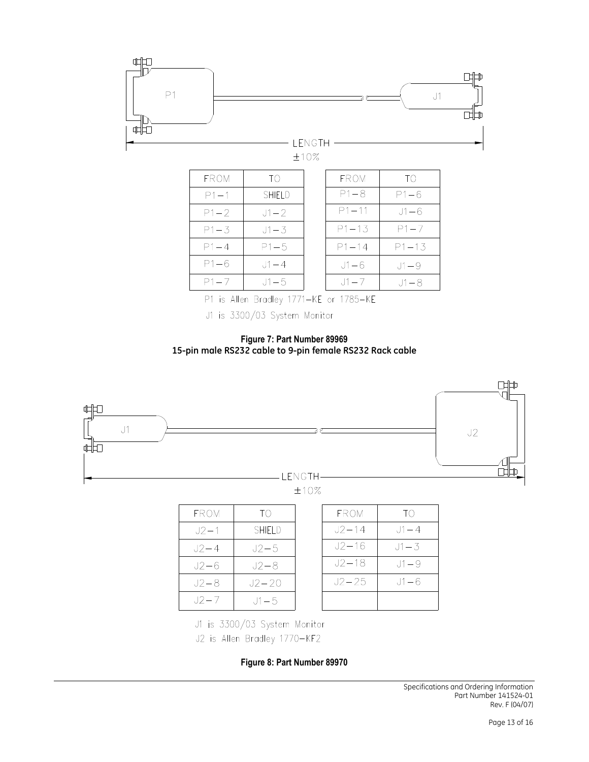P1

J1

LENGTH
±10%

| FROM | TO |
|---|---|
| P1–1 | SHIELD |
| P1–2 | J1–2 |
| P1–3 | J1–3 |
| P1–4 | P1–5 |
| P1–6 | J1–4 |
| P1–7 | J1–5 |

| FROM | TO |
|---|---|
| P1–8 | P1–6 |
| P1–11 | J1–6 |
| P1–13 | P1–7 |
| P1–14 | P1–13 |
| J1–6 | J1–9 |
| J1–7 | J1–8 |

P1 is Allen Bradley 1771–KE or 1785–KE

J1 is 3300/03 System Monitor

**Figure 7: Part Number 89969**
**15-pin male RS232 cable to 9-pin female RS232 Rack cable**

J1

J2

LENGTH
±10%

| FROM | TO |
|---|---|
| J2–1 | SHIELD |
| J2–4 | J2–5 |
| J2–6 | J2–8 |
| J2–8 | J2–20 |
| J2–7 | J1–5 |

| FROM | TO |
|---|---|
| J2–14 | J1–4 |
| J2–16 | J1–3 |
| J2–18 | J1–9 |
| J2–25 | J1–6 |
| | |

J1 is 3300/03 System Monitor

J2 is Allen Bradley 1770–KF2

**Figure 8: Part Number 89970**

Specifications and Ordering Information
Part Number 141524-01
Rev. F (04/07)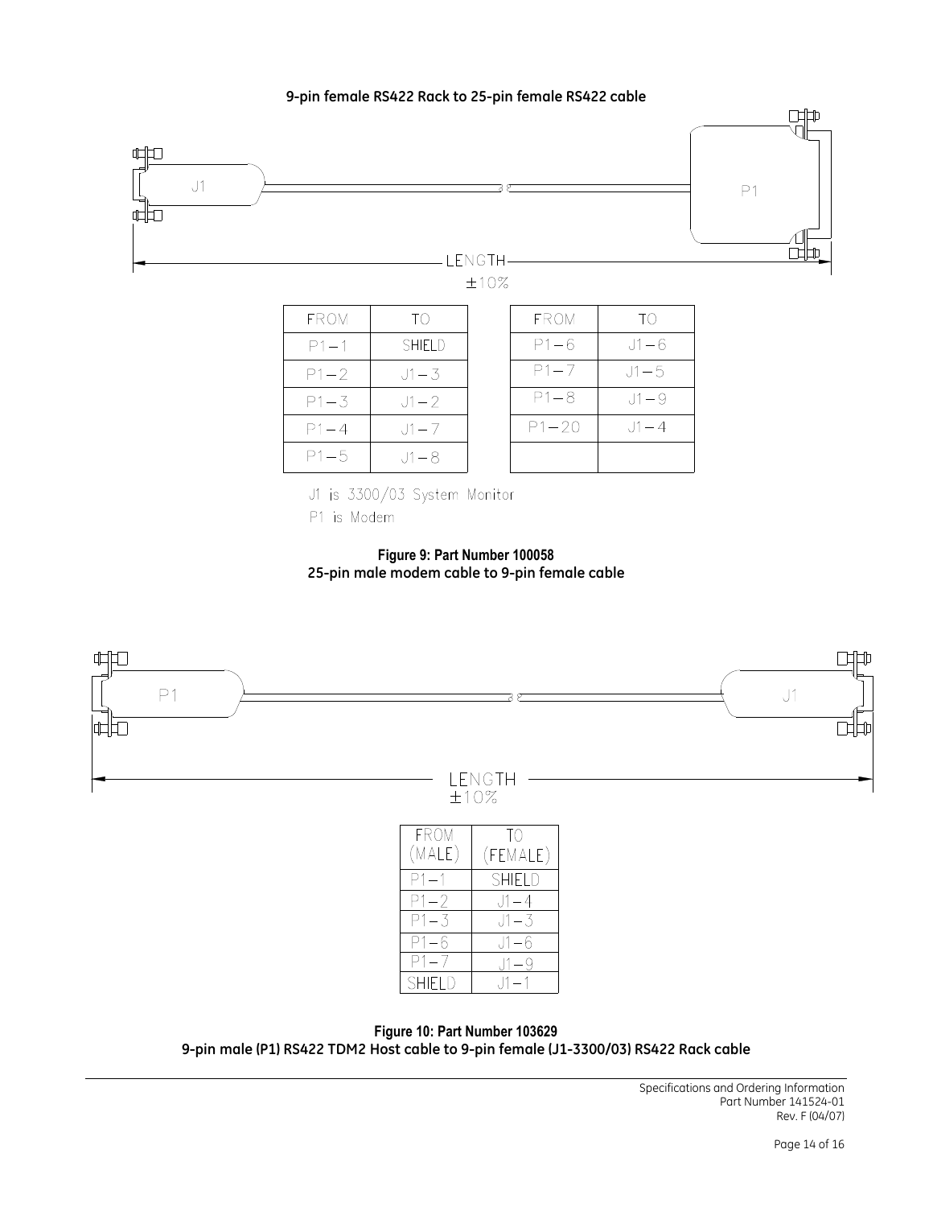**9-pin female RS422 Rack to 25-pin female RS422 cable**

J1 — P1

LENGTH ±10%

| FROM | TO |
|---|---|
| P1–1 | SHIELD |
| P1–2 | J1–3 |
| P1–3 | J1–2 |
| P1–4 | J1–7 |
| P1–5 | J1–8 |

| FROM | TO |
|---|---|
| P1–6 | J1–6 |
| P1–7 | J1–5 |
| P1–8 | J1–9 |
| P1–20 | J1–4 |
| | |

J1 is 3300/03 System Monitor

P1 is Modem

**Figure 9: Part Number 100058**
**25-pin male modem cable to 9-pin female cable**

P1 — J1

LENGTH ±10%

| FROM (MALE) | TO (FEMALE) |
|---|---|
| P1–1 | SHIELD |
| P1–2 | J1–4 |
| P1–3 | J1–3 |
| P1–6 | J1–6 |
| P1–7 | J1–9 |
| SHIELD | J1–1 |

**Figure 10: Part Number 103629**
**9-pin male (P1) RS422 TDM2 Host cable to 9-pin female (J1-3300/03) RS422 Rack cable**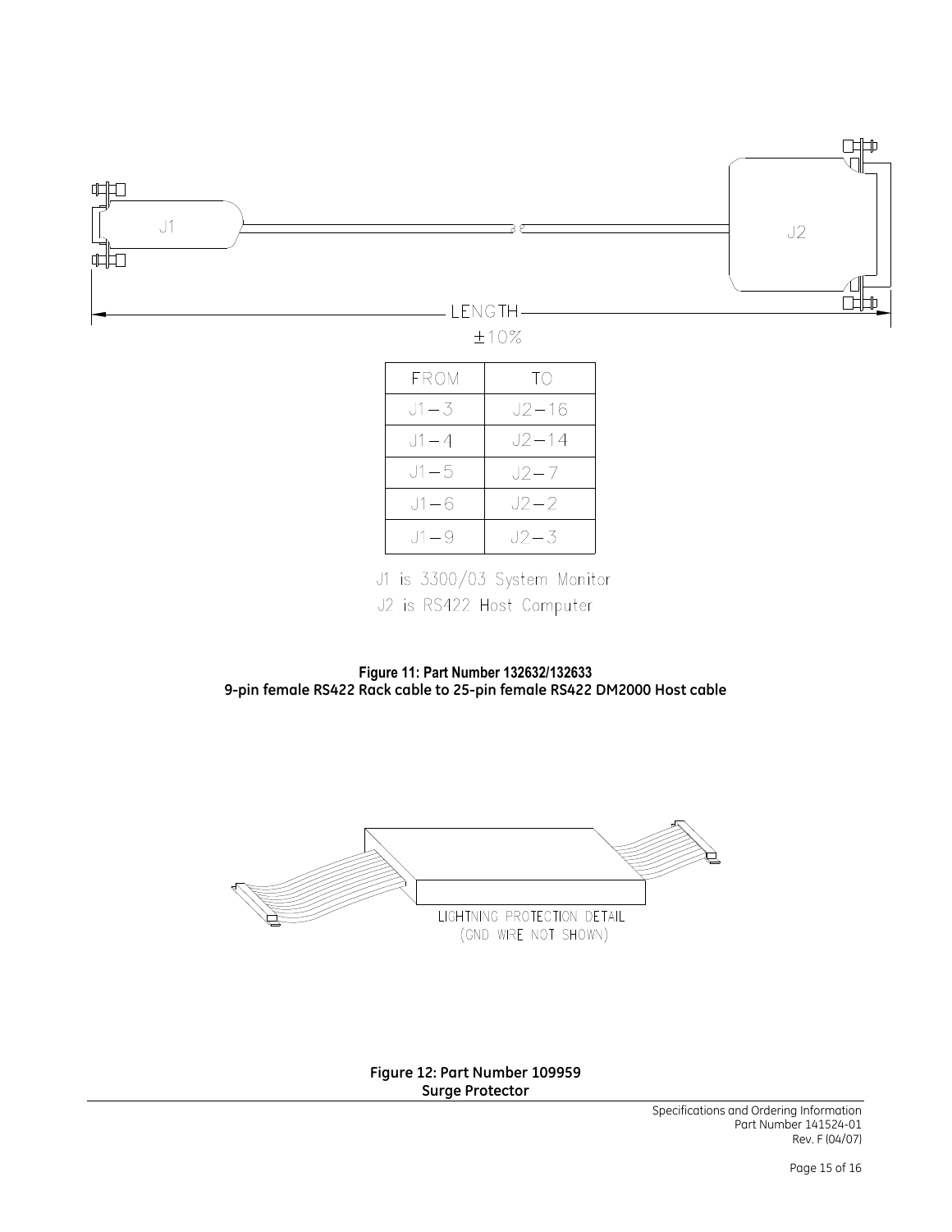J1

J2

LENGTH
±10%

| FROM | TO |
| --- | --- |
| J1–3 | J2–16 |
| J1–4 | J2–14 |
| J1–5 | J2–7 |
| J1–6 | J2–2 |
| J1–9 | J2–3 |

J1 is 3300/03 System Monitor
J2 is RS422 Host Computer

**Figure 11: Part Number 132632/132633**
**9-pin female RS422 Rack cable to 25-pin female RS422 DM2000 Host cable**

LIGHTNING PROTECTION DETAIL
(GND WIRE NOT SHOWN)

**Figure 12: Part Number 109959**
**Surge Protector**

Specifications and Ordering Information
Part Number 141524-01
Rev. F (04/07)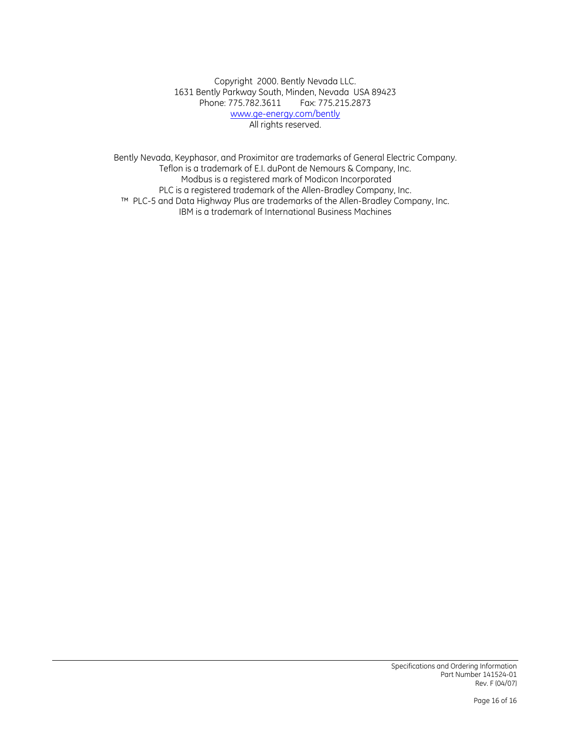Copyright 2000. Bently Nevada LLC.
1631 Bently Parkway South, Minden, Nevada USA 89423
Phone: 775.782.3611 Fax: 775.215.2873
[www.ge-energy.com/bently](http://www.ge-energy.com/bently)
All rights reserved.

Bently Nevada, Keyphasor, and Proximitor are trademarks of General Electric Company.
Teflon is a trademark of E.I. duPont de Nemours & Company, Inc.
Modbus is a registered mark of Modicon Incorporated
PLC is a registered trademark of the Allen-Bradley Company, Inc.
™ PLC-5 and Data Highway Plus are trademarks of the Allen-Bradley Company, Inc.
IBM is a trademark of International Business Machines

Specifications and Ordering Information
Part Number 141524-01
Rev. F (04/07)